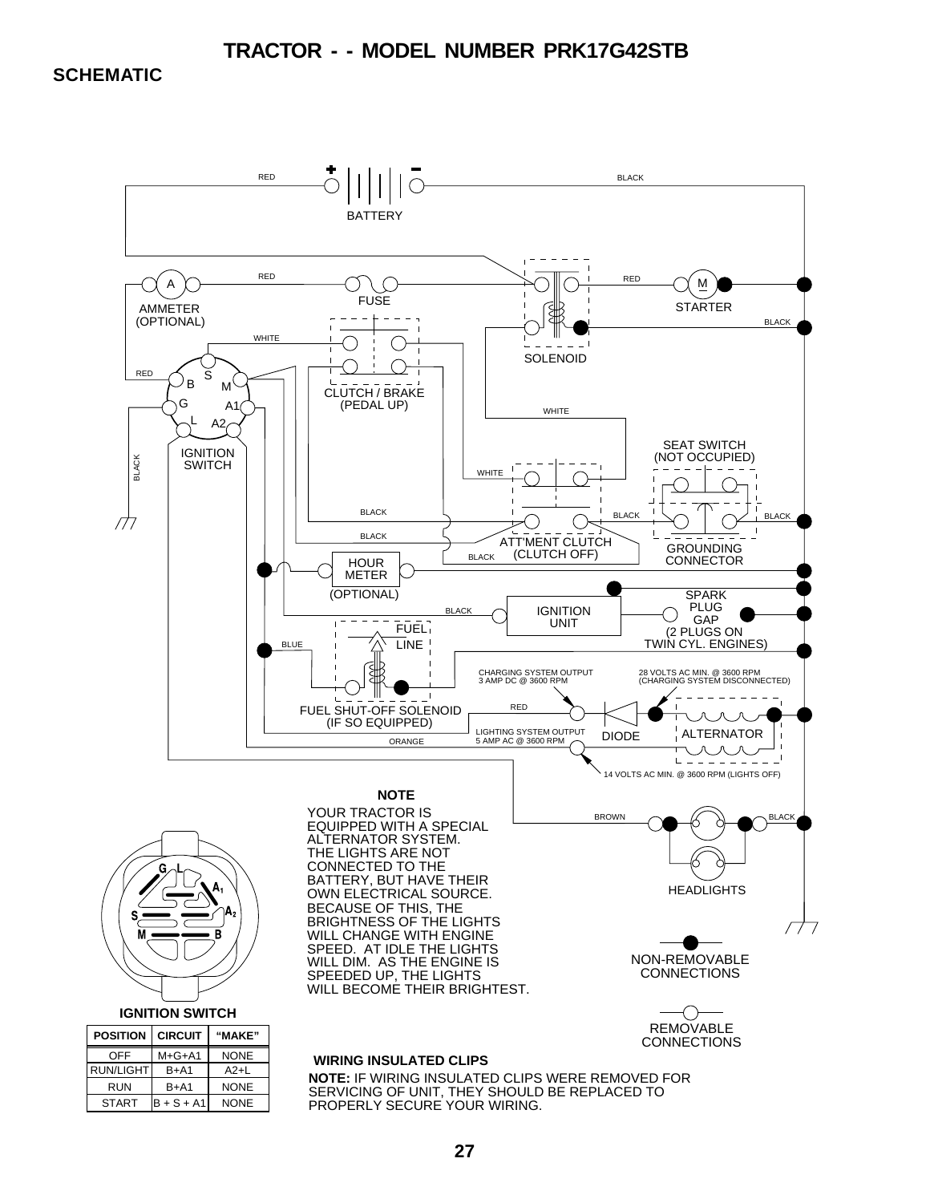# TRACTOR - - MODEL NUMBER PRK17G42STB

## SCHEMATIC

RED

BLACK

BATTERY

RED

RED

A

AMMETER (OPTIONAL)

FUSE

M

STARTER

BLACK

WHITE

SOLENOID

RED

B

S

M

G

A1

L

A2

IGNITION SWITCH

CLUTCH / BRAKE (PEDAL UP)

WHITE

SEAT SWITCH (NOT OCCUPIED)

BLACK

WHITE

BLACK

BLACK

BLACK

BLACK

ATT'MENT CLUTCH (CLUTCH OFF)

GROUNDING CONNECTOR

BLACK

HOUR METER (OPTIONAL)

SPARK PLUG GAP (2 PLUGS ON TWIN CYL. ENGINES)

BLACK

IGNITION UNIT

BLUE

FUEL LINE

CHARGING SYSTEM OUTPUT 3 AMP DC @ 3600 RPM

28 VOLTS AC MIN. @ 3600 RPM (CHARGING SYSTEM DISCONNECTED)

RED

FUEL SHUT-OFF SOLENOID (IF SO EQUIPPED)

LIGHTING SYSTEM OUTPUT 5 AMP AC @ 3600 RPM

DIODE

ALTERNATOR

ORANGE

14 VOLTS AC MIN. @ 3600 RPM (LIGHTS OFF)

**NOTE**

YOUR TRACTOR IS EQUIPPED WITH A SPECIAL ALTERNATOR SYSTEM. THE LIGHTS ARE NOT CONNECTED TO THE BATTERY, BUT HAVE THEIR OWN ELECTRICAL SOURCE. BECAUSE OF THIS, THE BRIGHTNESS OF THE LIGHTS WILL CHANGE WITH ENGINE SPEED. AT IDLE THE LIGHTS WILL DIM. AS THE ENGINE IS SPEEDED UP, THE LIGHTS WILL BECOME THEIR BRIGHTEST.

BROWN

BLACK

HEADLIGHTS

NON-REMOVABLE CONNECTIONS

REMOVABLE CONNECTIONS

G L A1 A2 S B M

**IGNITION SWITCH**

| POSITION | CIRCUIT | "MAKE" |
|---|---|---|
| OFF | M+G+A1 | NONE |
| RUN/LIGHT | B+A1 | A2+L |
| RUN | B+A1 | NONE |
| START | B + S + A1 | NONE |

**WIRING INSULATED CLIPS**

**NOTE:** IF WIRING INSULATED CLIPS WERE REMOVED FOR SERVICING OF UNIT, THEY SHOULD BE REPLACED TO PROPERLY SECURE YOUR WIRING.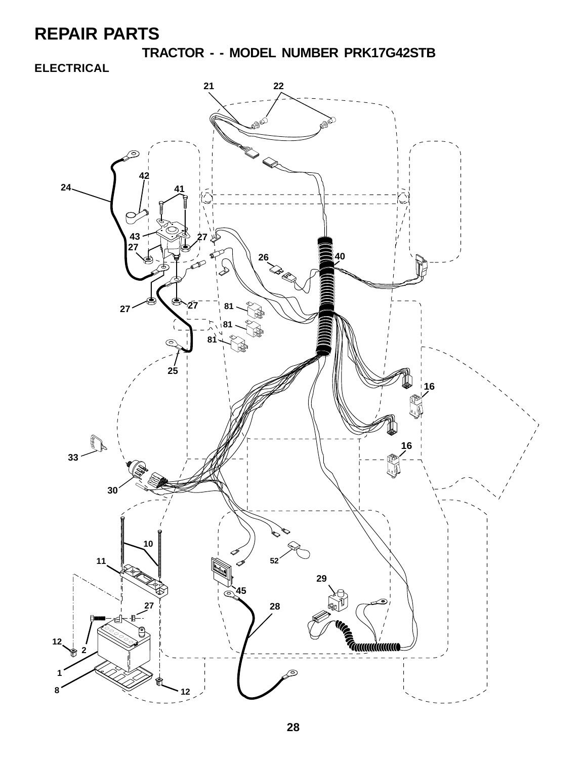# REPAIR PARTS

## TRACTOR - - MODEL NUMBER PRK17G42STB

### ELECTRICAL

21 22

42

24

41

43 27

27

26 40

27 27

81

81

81

25

16

16

33

30

10

11

52

29

45

27 28

12

2

1

8 12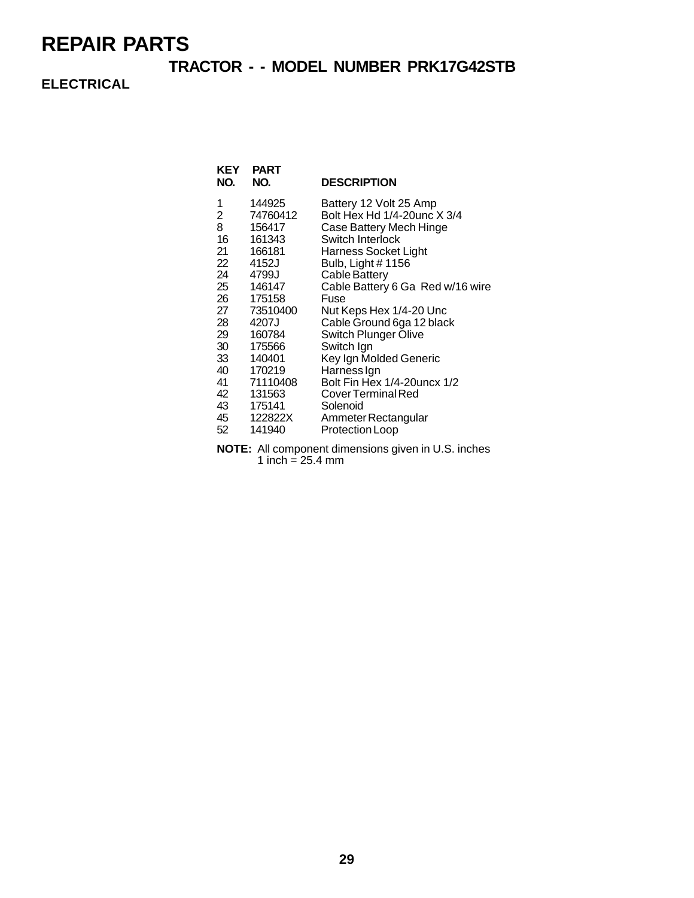# REPAIR PARTS

## TRACTOR - - MODEL NUMBER PRK17G42STB

### ELECTRICAL

| KEY NO. | PART NO. | DESCRIPTION |
|---|---|---|
| 1 | 144925 | Battery 12 Volt 25 Amp |
| 2 | 74760412 | Bolt Hex Hd 1/4-20unc X 3/4 |
| 8 | 156417 | Case Battery Mech Hinge |
| 16 | 161343 | Switch Interlock |
| 21 | 166181 | Harness Socket Light |
| 22 | 4152J | Bulb, Light # 1156 |
| 24 | 4799J | Cable Battery |
| 25 | 146147 | Cable Battery 6 Ga Red w/16 wire |
| 26 | 175158 | Fuse |
| 27 | 73510400 | Nut Keps Hex 1/4-20 Unc |
| 28 | 4207J | Cable Ground 6ga 12 black |
| 29 | 160784 | Switch Plunger Olive |
| 30 | 175566 | Switch Ign |
| 33 | 140401 | Key Ign Molded Generic |
| 40 | 170219 | Harness Ign |
| 41 | 71110408 | Bolt Fin Hex 1/4-20uncx 1/2 |
| 42 | 131563 | Cover Terminal Red |
| 43 | 175141 | Solenoid |
| 45 | 122822X | Ammeter Rectangular |
| 52 | 141940 | Protection Loop |

**NOTE:** All component dimensions given in U.S. inches
1 inch = 25.4 mm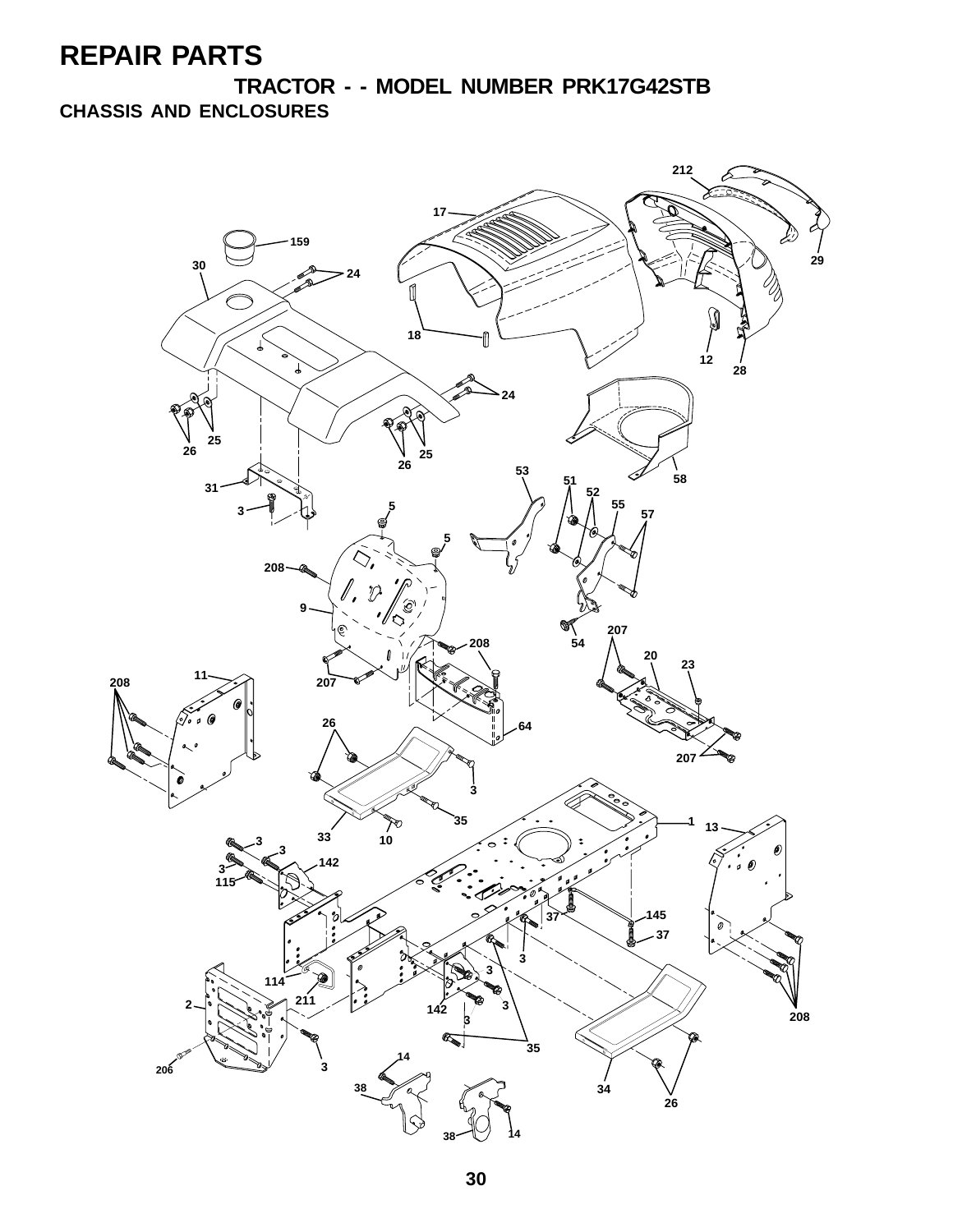# REPAIR PARTS

## TRACTOR - - MODEL NUMBER PRK17G42STB

### CHASSIS AND ENCLOSURES

212 17 159 30 24 29 18 12 28 24 25 26 25 26 53 58 51 52 31 3 5 55 57 5 208 9 54 207 208 20 23 11 208 207 26 64 207 3 35 1 13 33 10 3 3 142 3 115 37 145 37 3 3 114 211 2 142 3 3 208 35 206 3 14 38 34 26 38 14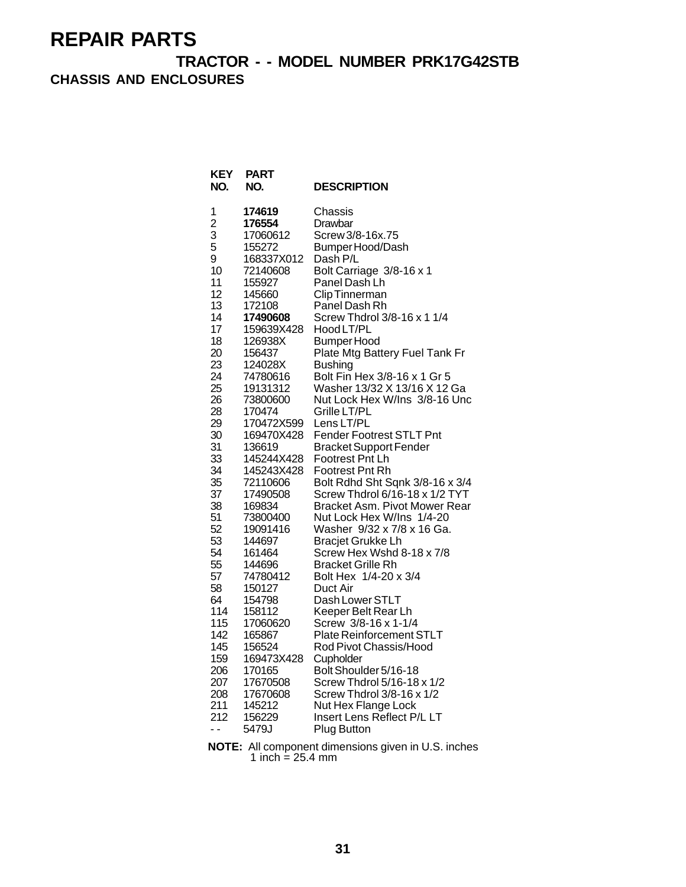# REPAIR PARTS

## TRACTOR - - MODEL NUMBER PRK17G42STB

### CHASSIS AND ENCLOSURES

| KEY NO. | PART NO. | DESCRIPTION |
|---|---|---|
| 1 | **174619** | Chassis |
| 2 | **176554** | Drawbar |
| 3 | 17060612 | Screw 3/8-16x.75 |
| 5 | 155272 | Bumper Hood/Dash |
| 9 | 168337X012 | Dash P/L |
| 10 | 72140608 | Bolt Carriage 3/8-16 x 1 |
| 11 | 155927 | Panel Dash Lh |
| 12 | 145660 | Clip Tinnerman |
| 13 | 172108 | Panel Dash Rh |
| 14 | **17490608** | Screw Thdrol 3/8-16 x 1 1/4 |
| 17 | 159639X428 | Hood LT/PL |
| 18 | 126938X | Bumper Hood |
| 20 | 156437 | Plate Mtg Battery Fuel Tank Fr |
| 23 | 124028X | Bushing |
| 24 | 74780616 | Bolt Fin Hex 3/8-16 x 1 Gr 5 |
| 25 | 19131312 | Washer 13/32 X 13/16 X 12 Ga |
| 26 | 73800600 | Nut Lock Hex W/Ins 3/8-16 Unc |
| 28 | 170474 | Grille LT/PL |
| 29 | 170472X599 | Lens LT/PL |
| 30 | 169470X428 | Fender Footrest STLT Pnt |
| 31 | 136619 | Bracket Support Fender |
| 33 | 145244X428 | Footrest Pnt Lh |
| 34 | 145243X428 | Footrest Pnt Rh |
| 35 | 72110606 | Bolt Rdhd Sht Sqnk 3/8-16 x 3/4 |
| 37 | 17490508 | Screw Thdrol 6/16-18 x 1/2 TYT |
| 38 | 169834 | Bracket Asm. Pivot Mower Rear |
| 51 | 73800400 | Nut Lock Hex W/Ins 1/4-20 |
| 52 | 19091416 | Washer 9/32 x 7/8 x 16 Ga. |
| 53 | 144697 | Bracjet Grukke Lh |
| 54 | 161464 | Screw Hex Wshd 8-18 x 7/8 |
| 55 | 144696 | Bracket Grille Rh |
| 57 | 74780412 | Bolt Hex 1/4-20 x 3/4 |
| 58 | 150127 | Duct Air |
| 64 | 154798 | Dash Lower STLT |
| 114 | 158112 | Keeper Belt Rear Lh |
| 115 | 17060620 | Screw 3/8-16 x 1-1/4 |
| 142 | 165867 | Plate Reinforcement STLT |
| 145 | 156524 | Rod Pivot Chassis/Hood |
| 159 | 169473X428 | Cupholder |
| 206 | 170165 | Bolt Shoulder 5/16-18 |
| 207 | 17670508 | Screw Thdrol 5/16-18 x 1/2 |
| 208 | 17670608 | Screw Thdrol 3/8-16 x 1/2 |
| 211 | 145212 | Nut Hex Flange Lock |
| 212 | 156229 | Insert Lens Reflect P/L LT |
| - - | 5479J | Plug Button |

**NOTE:** All component dimensions given in U.S. inches
1 inch = 25.4 mm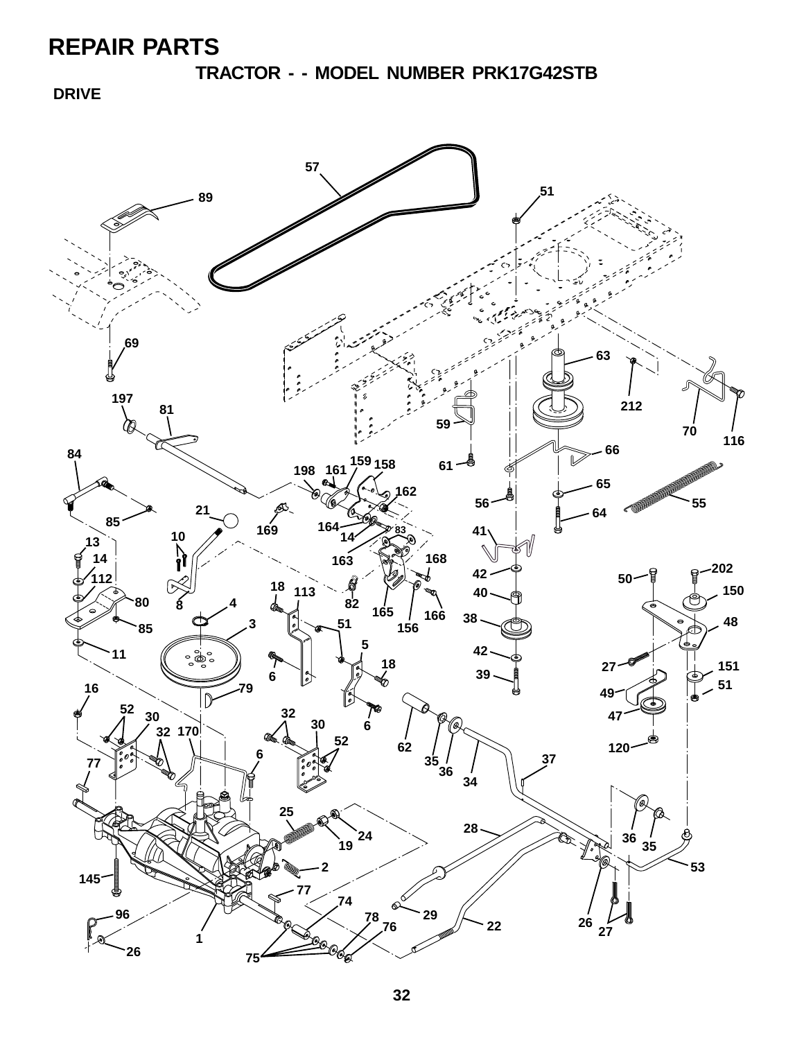# REPAIR PARTS

## TRACTOR - - MODEL NUMBER PRK17G42STB

### DRIVE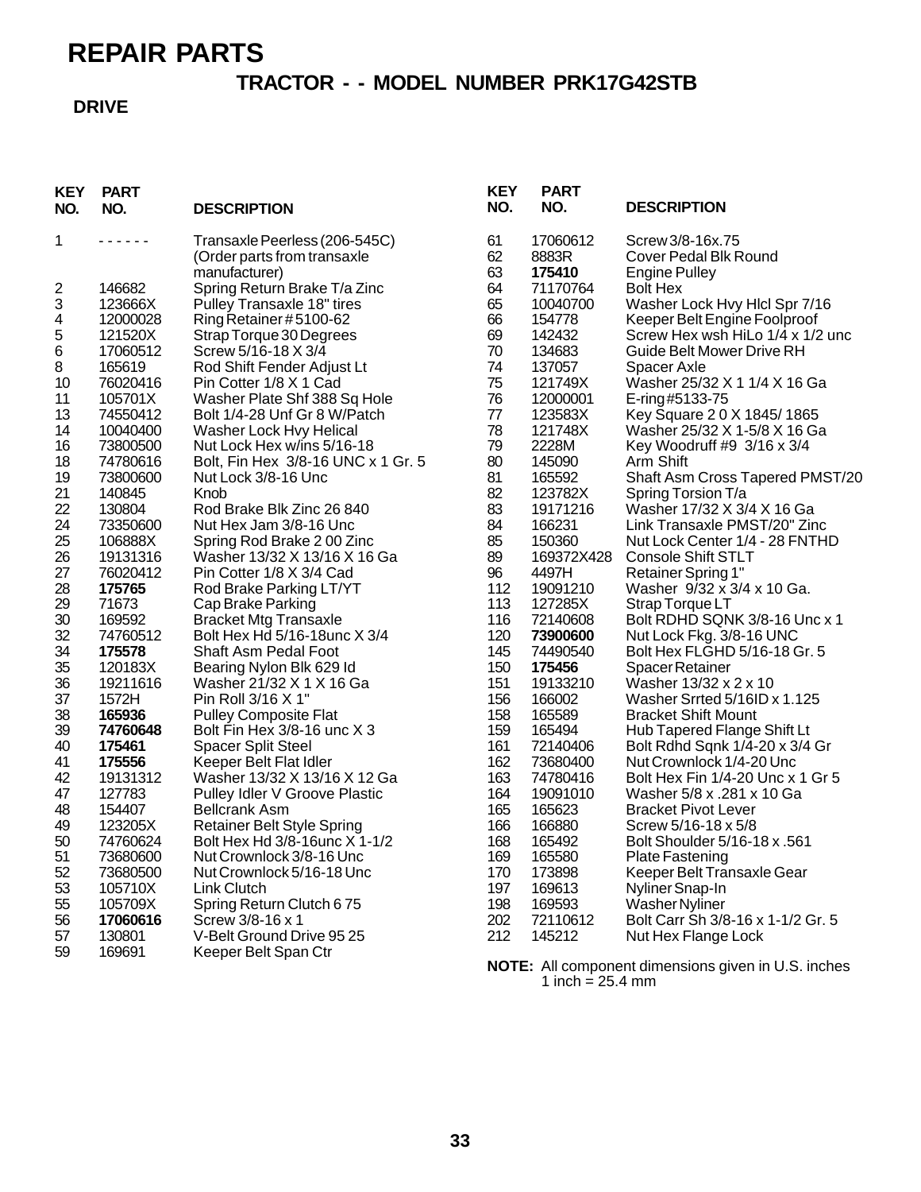# REPAIR PARTS

## TRACTOR - - MODEL NUMBER PRK17G42STB

### DRIVE

| KEY NO. | PART NO. | DESCRIPTION |
|---|---|---|
| 1 | - - - - - - | Transaxle Peerless (206-545C) (Order parts from transaxle manufacturer) |
| 2 | 146682 | Spring Return Brake T/a Zinc |
| 3 | 123666X | Pulley Transaxle 18" tires |
| 4 | 12000028 | Ring Retainer #5100-62 |
| 5 | 121520X | Strap Torque 30 Degrees |
| 6 | 17060512 | Screw 5/16-18 X 3/4 |
| 8 | 165619 | Rod Shift Fender Adjust Lt |
| 10 | 76020416 | Pin Cotter 1/8 X 1 Cad |
| 11 | 105701X | Washer Plate Shf 388 Sq Hole |
| 13 | 74550412 | Bolt 1/4-28 Unf Gr 8 W/Patch |
| 14 | 10040400 | Washer Lock Hvy Helical |
| 16 | 73800500 | Nut Lock Hex w/ins 5/16-18 |
| 18 | 74780616 | Bolt, Fin Hex 3/8-16 UNC x 1 Gr. 5 |
| 19 | 73800600 | Nut Lock 3/8-16 Unc |
| 21 | 140845 | Knob |
| 22 | 130804 | Rod Brake Blk Zinc 26 840 |
| 24 | 73350600 | Nut Hex Jam 3/8-16 Unc |
| 25 | 106888X | Spring Rod Brake 2 00 Zinc |
| 26 | 19131316 | Washer 13/32 X 13/16 X 16 Ga |
| 27 | 76020412 | Pin Cotter 1/8 X 3/4 Cad |
| 28 | **175765** | Rod Brake Parking LT/YT |
| 29 | 71673 | Cap Brake Parking |
| 30 | 169592 | Bracket Mtg Transaxle |
| 32 | 74760512 | Bolt Hex Hd 5/16-18unc X 3/4 |
| 34 | **175578** | Shaft Asm Pedal Foot |
| 35 | 120183X | Bearing Nylon Blk 629 Id |
| 36 | 19211616 | Washer 21/32 X 1 X 16 Ga |
| 37 | 1572H | Pin Roll 3/16 X 1" |
| 38 | **165936** | Pulley Composite Flat |
| 39 | **74760648** | Bolt Fin Hex 3/8-16 unc X 3 |
| 40 | **175461** | Spacer Split Steel |
| 41 | **175556** | Keeper Belt Flat Idler |
| 42 | 19131312 | Washer 13/32 X 13/16 X 12 Ga |
| 47 | 127783 | Pulley Idler V Groove Plastic |
| 48 | 154407 | Bellcrank Asm |
| 49 | 123205X | Retainer Belt Style Spring |
| 50 | 74760624 | Bolt Hex Hd 3/8-16unc X 1-1/2 |
| 51 | 73680600 | Nut Crownlock 3/8-16 Unc |
| 52 | 73680500 | Nut Crownlock 5/16-18 Unc |
| 53 | 105710X | Link Clutch |
| 55 | 105709X | Spring Return Clutch 6 75 |
| 56 | **17060616** | Screw 3/8-16 x 1 |
| 57 | 130801 | V-Belt Ground Drive 95 25 |
| 59 | 169691 | Keeper Belt Span Ctr |
| 61 | 17060612 | Screw 3/8-16x.75 |
| 62 | 8883R | Cover Pedal Blk Round |
| 63 | **175410** | Engine Pulley |
| 64 | 71170764 | Bolt Hex |
| 65 | 10040700 | Washer Lock Hvy Hlcl Spr 7/16 |
| 66 | 154778 | Keeper Belt Engine Foolproof |
| 69 | 142432 | Screw Hex wsh HiLo 1/4 x 1/2 unc |
| 70 | 134683 | Guide Belt Mower Drive RH |
| 74 | 137057 | Spacer Axle |
| 75 | 121749X | Washer 25/32 X 1 1/4 X 16 Ga |
| 76 | 12000001 | E-ring #5133-75 |
| 77 | 123583X | Key Square 2 0 X 1845/ 1865 |
| 78 | 121748X | Washer 25/32 X 1-5/8 X 16 Ga |
| 79 | 2228M | Key Woodruff #9 3/16 x 3/4 |
| 80 | 145090 | Arm Shift |
| 81 | 165592 | Shaft Asm Cross Tapered PMST/20 |
| 82 | 123782X | Spring Torsion T/a |
| 83 | 19171216 | Washer 17/32 X 3/4 X 16 Ga |
| 84 | 166231 | Link Transaxle PMST/20" Zinc |
| 85 | 150360 | Nut Lock Center 1/4 - 28 FNTHD |
| 89 | 169372X428 | Console Shift STLT |
| 96 | 4497H | Retainer Spring 1" |
| 112 | 19091210 | Washer 9/32 x 3/4 x 10 Ga. |
| 113 | 127285X | Strap Torque LT |
| 116 | 72140608 | Bolt RDHD SQNK 3/8-16 Unc x 1 |
| 120 | **73900600** | Nut Lock Fkg. 3/8-16 UNC |
| 145 | 74490540 | Bolt Hex FLGHD 5/16-18 Gr. 5 |
| 150 | **175456** | Spacer Retainer |
| 151 | 19133210 | Washer 13/32 x 2 x 10 |
| 156 | 166002 | Washer Srrted 5/16ID x 1.125 |
| 158 | 165589 | Bracket Shift Mount |
| 159 | 165494 | Hub Tapered Flange Shift Lt |
| 161 | 72140406 | Bolt Rdhd Sqnk 1/4-20 x 3/4 Gr |
| 162 | 73680400 | Nut Crownlock 1/4-20 Unc |
| 163 | 74780416 | Bolt Hex Fin 1/4-20 Unc x 1 Gr 5 |
| 164 | 19091010 | Washer 5/8 x .281 x 10 Ga |
| 165 | 165623 | Bracket Pivot Lever |
| 166 | 166880 | Screw 5/16-18 x 5/8 |
| 168 | 165492 | Bolt Shoulder 5/16-18 x .561 |
| 169 | 165580 | Plate Fastening |
| 170 | 173898 | Keeper Belt Transaxle Gear |
| 197 | 169613 | Nyliner Snap-In |
| 198 | 169593 | Washer Nyliner |
| 202 | 72110612 | Bolt Carr Sh 3/8-16 x 1-1/2 Gr. 5 |
| 212 | 145212 | Nut Hex Flange Lock |

**NOTE:** All component dimensions given in U.S. inches
1 inch = 25.4 mm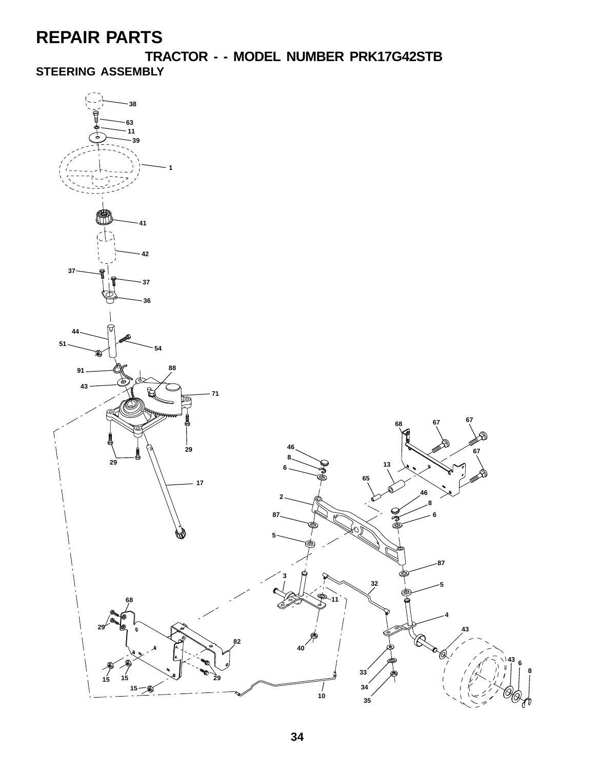# REPAIR PARTS

## TRACTOR - - MODEL NUMBER PRK17G42STB

### STEERING ASSEMBLY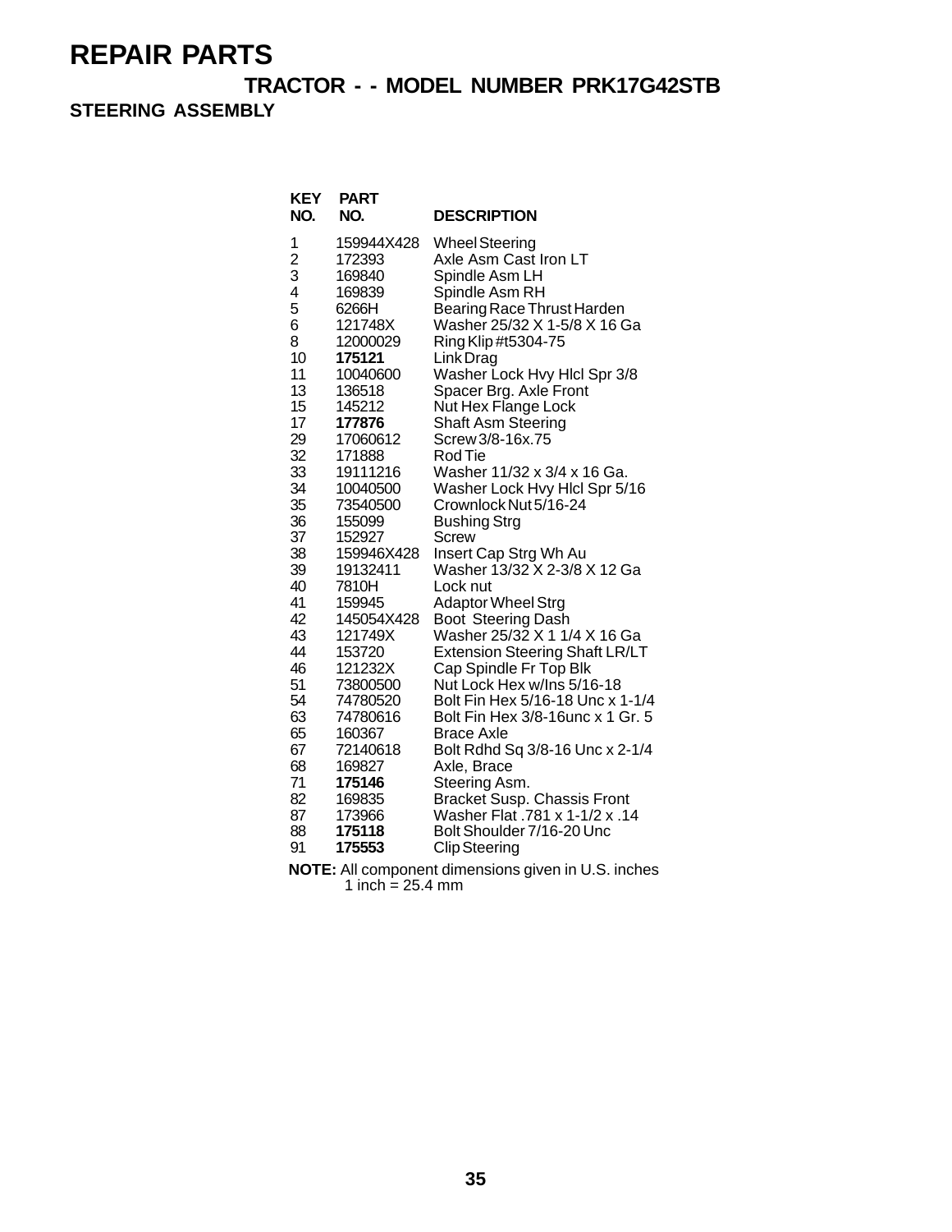# REPAIR PARTS

## TRACTOR - - MODEL NUMBER PRK17G42STB

### STEERING ASSEMBLY

| KEY NO. | PART NO. | DESCRIPTION |
|---|---|---|
| 1 | 159944X428 | Wheel Steering |
| 2 | 172393 | Axle Asm Cast Iron LT |
| 3 | 169840 | Spindle Asm LH |
| 4 | 169839 | Spindle Asm RH |
| 5 | 6266H | Bearing Race Thrust Harden |
| 6 | 121748X | Washer 25/32 X 1-5/8 X 16 Ga |
| 8 | 12000029 | Ring Klip #t5304-75 |
| 10 | **175121** | Link Drag |
| 11 | 10040600 | Washer Lock Hvy Hlcl Spr 3/8 |
| 13 | 136518 | Spacer Brg. Axle Front |
| 15 | 145212 | Nut Hex Flange Lock |
| 17 | **177876** | Shaft Asm Steering |
| 29 | 17060612 | Screw 3/8-16x.75 |
| 32 | 171888 | Rod Tie |
| 33 | 19111216 | Washer 11/32 x 3/4 x 16 Ga. |
| 34 | 10040500 | Washer Lock Hvy Hlcl Spr 5/16 |
| 35 | 73540500 | Crownlock Nut 5/16-24 |
| 36 | 155099 | Bushing Strg |
| 37 | 152927 | Screw |
| 38 | 159946X428 | Insert Cap Strg Wh Au |
| 39 | 19132411 | Washer 13/32 X 2-3/8 X 12 Ga |
| 40 | 7810H | Lock nut |
| 41 | 159945 | Adaptor Wheel Strg |
| 42 | 145054X428 | Boot Steering Dash |
| 43 | 121749X | Washer 25/32 X 1 1/4 X 16 Ga |
| 44 | 153720 | Extension Steering Shaft LR/LT |
| 46 | 121232X | Cap Spindle Fr Top Blk |
| 51 | 73800500 | Nut Lock Hex w/Ins 5/16-18 |
| 54 | 74780520 | Bolt Fin Hex 5/16-18 Unc x 1-1/4 |
| 63 | 74780616 | Bolt Fin Hex 3/8-16unc x 1 Gr. 5 |
| 65 | 160367 | Brace Axle |
| 67 | 72140618 | Bolt Rdhd Sq 3/8-16 Unc x 2-1/4 |
| 68 | 169827 | Axle, Brace |
| 71 | **175146** | Steering Asm. |
| 82 | 169835 | Bracket Susp. Chassis Front |
| 87 | 173966 | Washer Flat .781 x 1-1/2 x .14 |
| 88 | **175118** | Bolt Shoulder 7/16-20 Unc |
| 91 | **175553** | Clip Steering |

**NOTE:** All component dimensions given in U.S. inches
1 inch = 25.4 mm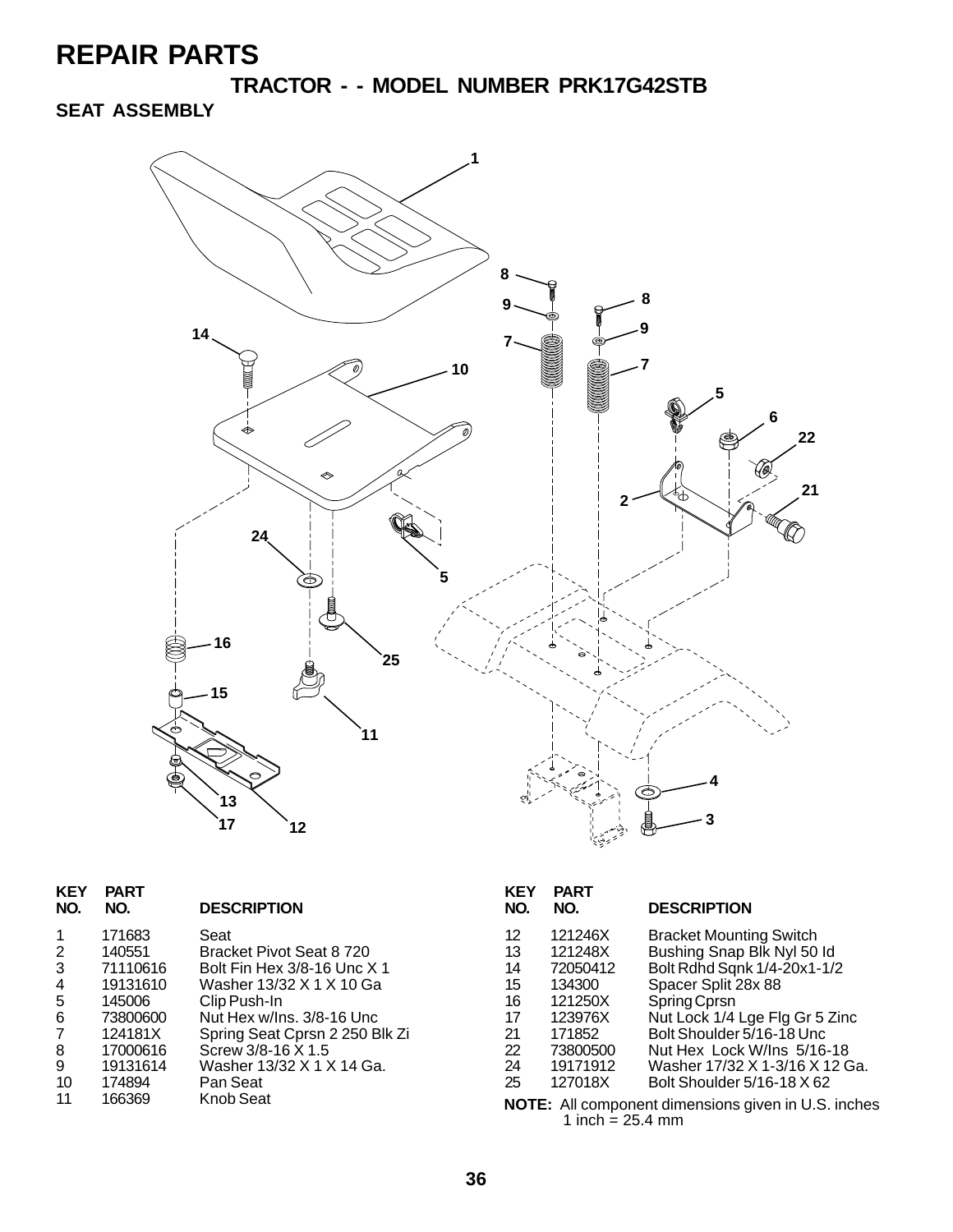# REPAIR PARTS

## TRACTOR - - MODEL NUMBER PRK17G42STB

### SEAT ASSEMBLY

| KEY NO. | PART NO. | DESCRIPTION |
|---|---|---|
| 1 | 171683 | Seat |
| 2 | 140551 | Bracket Pivot Seat 8 720 |
| 3 | 71110616 | Bolt Fin Hex 3/8-16 Unc X 1 |
| 4 | 19131610 | Washer 13/32 X 1 X 10 Ga |
| 5 | 145006 | Clip Push-In |
| 6 | 73800600 | Nut Hex w/Ins. 3/8-16 Unc |
| 7 | 124181X | Spring Seat Cprsn 2 250 Blk Zi |
| 8 | 17000616 | Screw 3/8-16 X 1.5 |
| 9 | 19131614 | Washer 13/32 X 1 X 14 Ga. |
| 10 | 174894 | Pan Seat |
| 11 | 166369 | Knob Seat |
| 12 | 121246X | Bracket Mounting Switch |
| 13 | 121248X | Bushing Snap Blk Nyl 50 Id |
| 14 | 72050412 | Bolt Rdhd Sqnk 1/4-20x1-1/2 |
| 15 | 134300 | Spacer Split 28x 88 |
| 16 | 121250X | Spring Cprsn |
| 17 | 123976X | Nut Lock 1/4 Lge Flg Gr 5 Zinc |
| 21 | 171852 | Bolt Shoulder 5/16-18 Unc |
| 22 | 73800500 | Nut Hex Lock W/Ins 5/16-18 |
| 24 | 19171912 | Washer 17/32 X 1-3/16 X 12 Ga. |
| 25 | 127018X | Bolt Shoulder 5/16-18 X 62 |

**NOTE:** All component dimensions given in U.S. inches
1 inch = 25.4 mm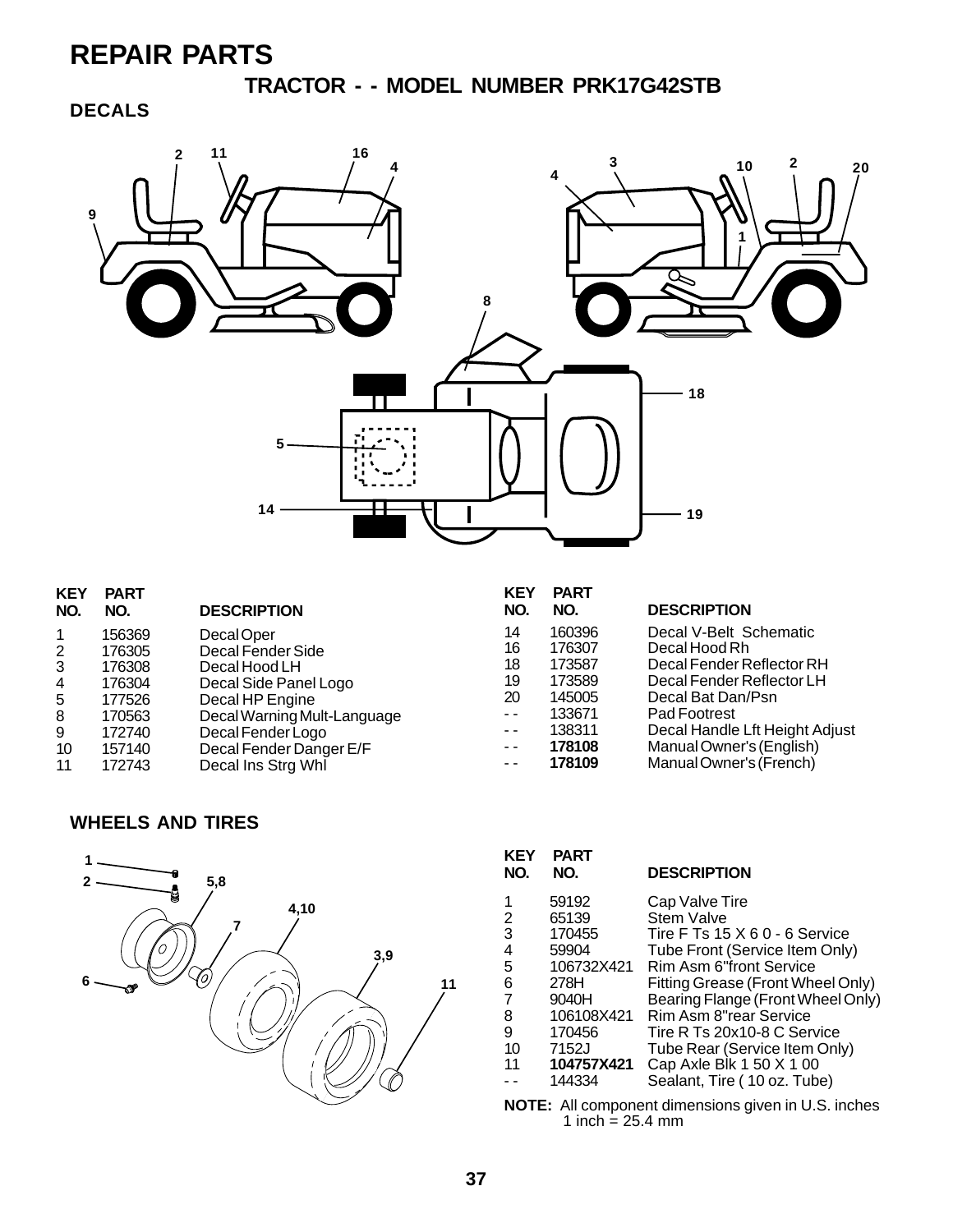# REPAIR PARTS

## TRACTOR - - MODEL NUMBER PRK17G42STB

### DECALS

| KEY NO. | PART NO. | DESCRIPTION |
|---|---|---|
| 1 | 156369 | Decal Oper |
| 2 | 176305 | Decal Fender Side |
| 3 | 176308 | Decal Hood LH |
| 4 | 176304 | Decal Side Panel Logo |
| 5 | 177526 | Decal HP Engine |
| 8 | 170563 | Decal Warning Mult-Language |
| 9 | 172740 | Decal Fender Logo |
| 10 | 157140 | Decal Fender Danger E/F |
| 11 | 172743 | Decal Ins Strg Whl |
| 14 | 160396 | Decal V-Belt Schematic |
| 16 | 176307 | Decal Hood Rh |
| 18 | 173587 | Decal Fender Reflector RH |
| 19 | 173589 | Decal Fender Reflector LH |
| 20 | 145005 | Decal Bat Dan/Psn |
| - - | 133671 | Pad Footrest |
| - - | 138311 | Decal Handle Lft Height Adjust |
| - - | **178108** | Manual Owner's (English) |
| - - | **178109** | Manual Owner's (French) |

### WHEELS AND TIRES

| KEY NO. | PART NO. | DESCRIPTION |
|---|---|---|
| 1 | 59192 | Cap Valve Tire |
| 2 | 65139 | Stem Valve |
| 3 | 170455 | Tire F Ts 15 X 6 0 - 6 Service |
| 4 | 59904 | Tube Front (Service Item Only) |
| 5 | 106732X421 | Rim Asm 6"front Service |
| 6 | 278H | Fitting Grease (Front Wheel Only) |
| 7 | 9040H | Bearing Flange (Front Wheel Only) |
| 8 | 106108X421 | Rim Asm 8"rear Service |
| 9 | 170456 | Tire R Ts 20x10-8 C Service |
| 10 | 7152J | Tube Rear (Service Item Only) |
| 11 | **104757X421** | Cap Axle Blk 1 50 X 1 00 |
| - - | 144334 | Sealant, Tire ( 10 oz. Tube) |

**NOTE:** All component dimensions given in U.S. inches
1 inch = 25.4 mm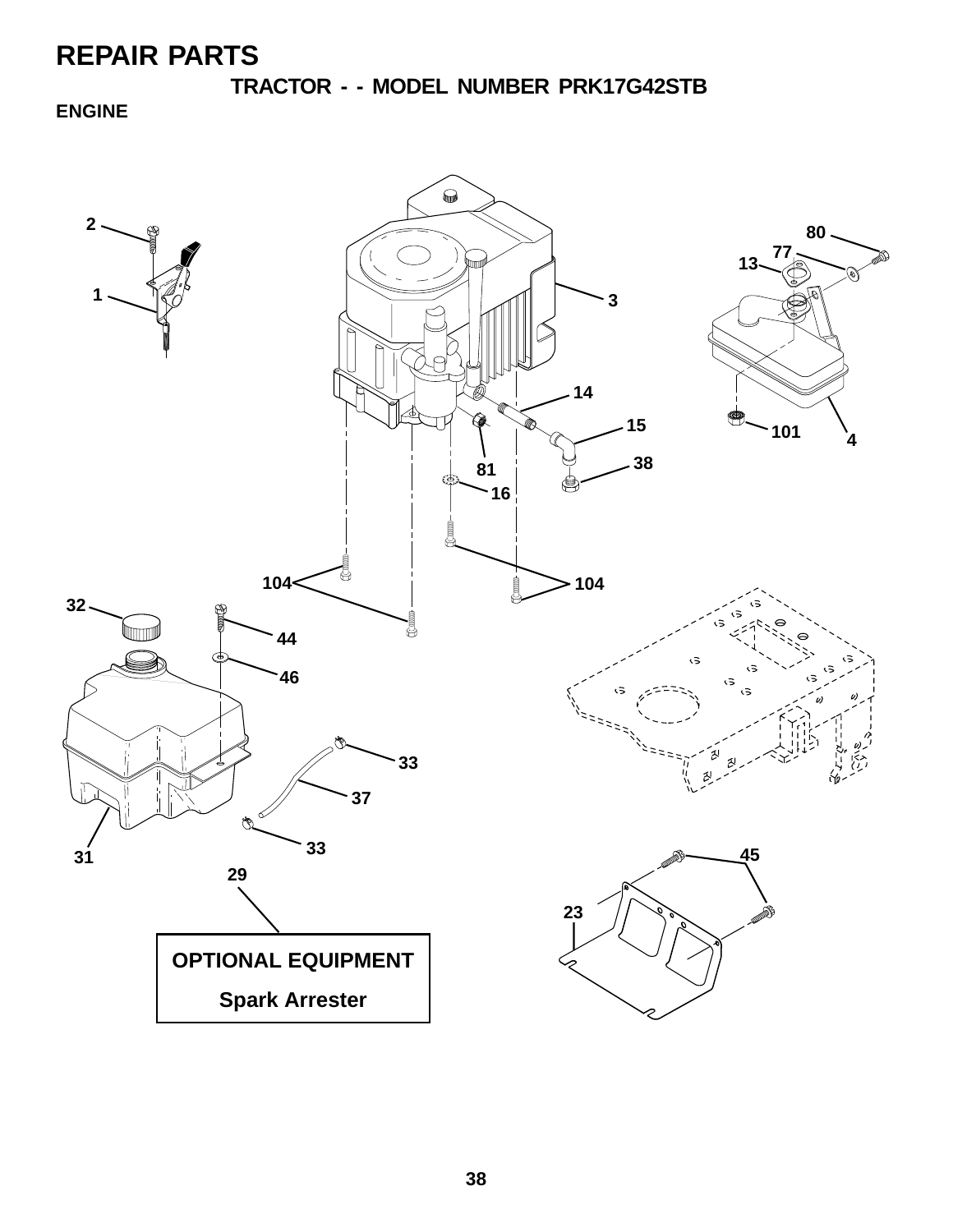# REPAIR PARTS

## TRACTOR - - MODEL NUMBER PRK17G42STB

### ENGINE

2
80
77
13
1
3
14
15
101
4
38
81
16
104
104
32
44
46
33
37
33
31
45
29
23

**OPTIONAL EQUIPMENT**

**Spark Arrester**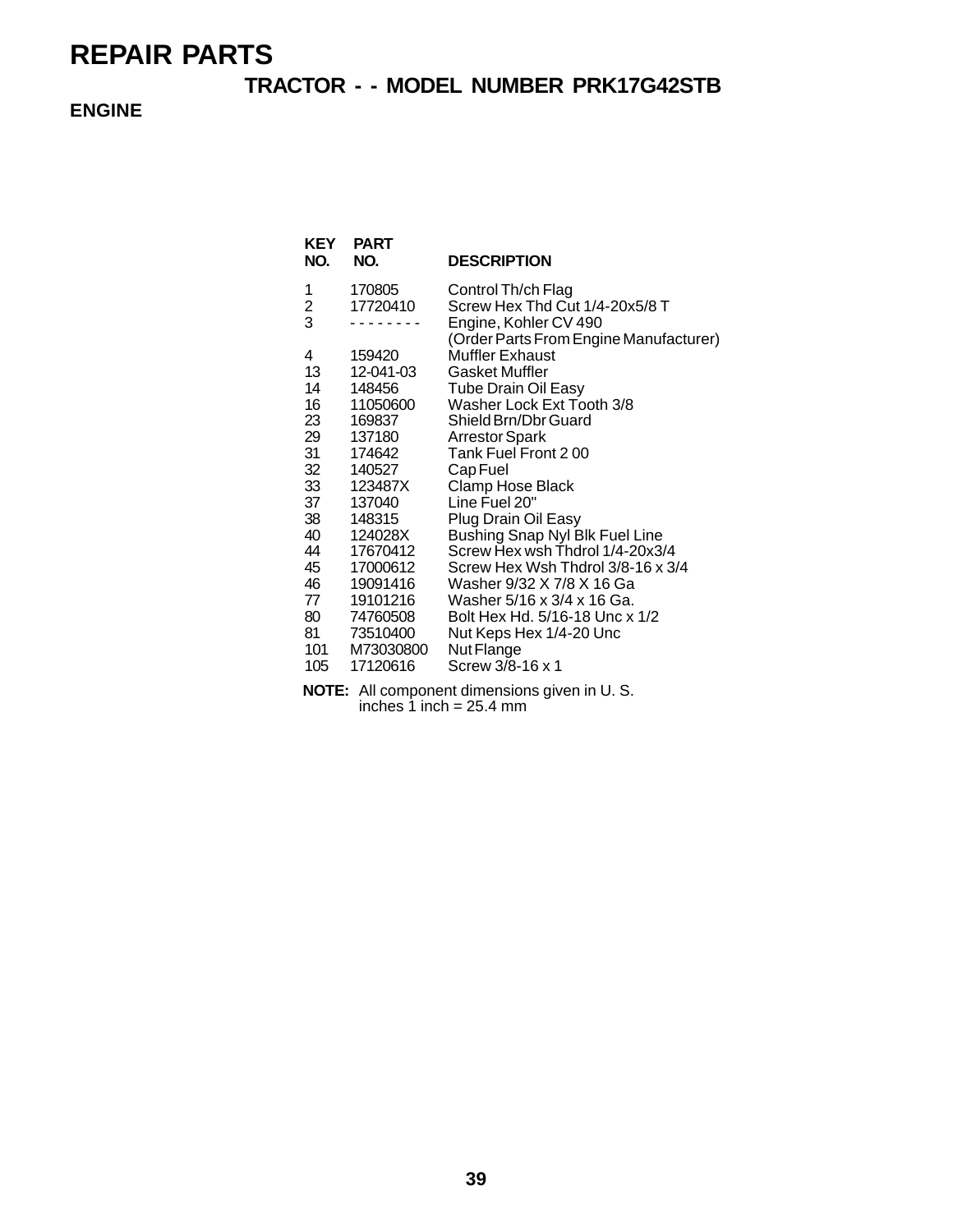# REPAIR PARTS

## TRACTOR - - MODEL NUMBER PRK17G42STB

### ENGINE

| KEY NO. | PART NO. | DESCRIPTION |
|---|---|---|
| 1 | 170805 | Control Th/ch Flag |
| 2 | 17720410 | Screw Hex Thd Cut 1/4-20x5/8 T |
| 3 | - - - - - - - - | Engine, Kohler CV 490 (Order Parts From Engine Manufacturer) |
| 4 | 159420 | Muffler Exhaust |
| 13 | 12-041-03 | Gasket Muffler |
| 14 | 148456 | Tube Drain Oil Easy |
| 16 | 11050600 | Washer Lock Ext Tooth 3/8 |
| 23 | 169837 | Shield Brn/Dbr Guard |
| 29 | 137180 | Arrestor Spark |
| 31 | 174642 | Tank Fuel Front 2 00 |
| 32 | 140527 | Cap Fuel |
| 33 | 123487X | Clamp Hose Black |
| 37 | 137040 | Line Fuel 20" |
| 38 | 148315 | Plug Drain Oil Easy |
| 40 | 124028X | Bushing Snap Nyl Blk Fuel Line |
| 44 | 17670412 | Screw Hex wsh Thdrol 1/4-20x3/4 |
| 45 | 17000612 | Screw Hex Wsh Thdrol 3/8-16 x 3/4 |
| 46 | 19091416 | Washer 9/32 X 7/8 X 16 Ga |
| 77 | 19101216 | Washer 5/16 x 3/4 x 16 Ga. |
| 80 | 74760508 | Bolt Hex Hd. 5/16-18 Unc x 1/2 |
| 81 | 73510400 | Nut Keps Hex 1/4-20 Unc |
| 101 | M73030800 | Nut Flange |
| 105 | 17120616 | Screw 3/8-16 x 1 |

**NOTE:** All component dimensions given in U. S. inches 1 inch = 25.4 mm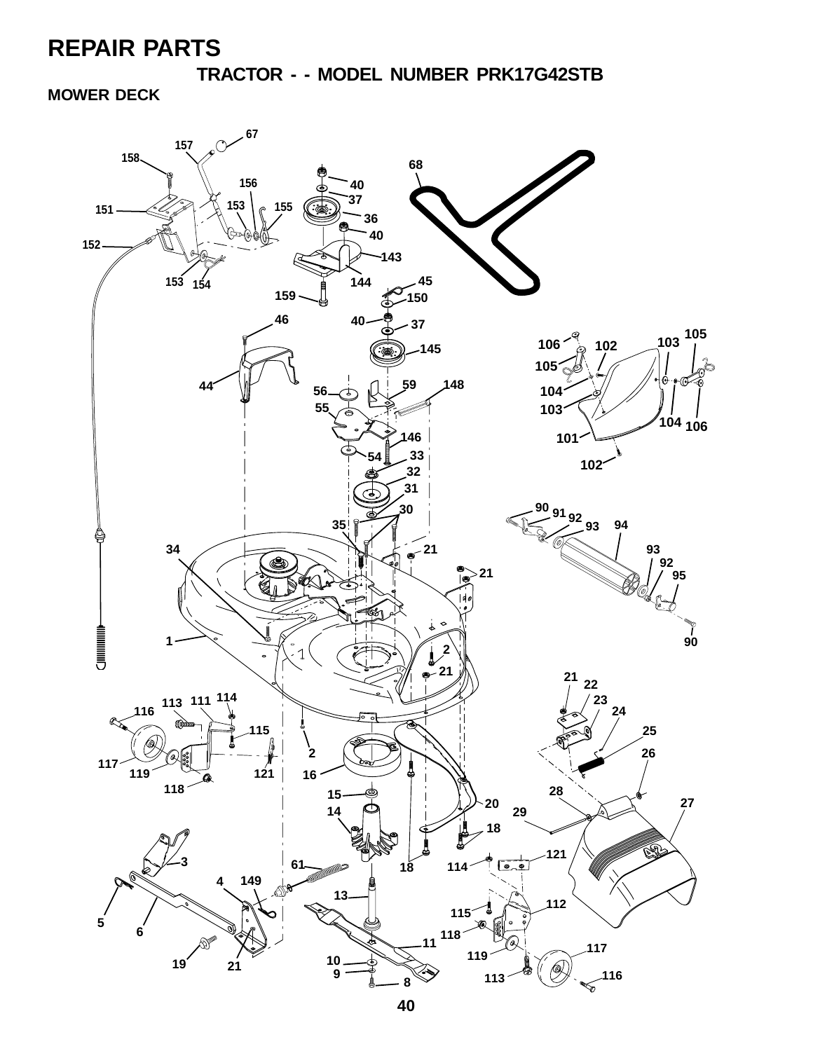# REPAIR PARTS

## TRACTOR - - MODEL NUMBER PRK17G42STB

### MOWER DECK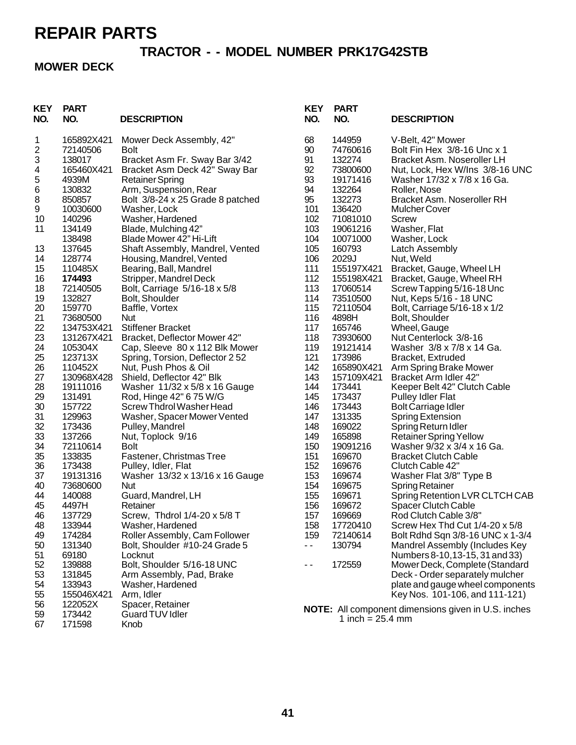# REPAIR PARTS

## TRACTOR - - MODEL NUMBER PRK17G42STB

### MOWER DECK

| KEY NO. | PART NO. | DESCRIPTION |
|---|---|---|
| 1 | 165892X421 | Mower Deck Assembly, 42" |
| 2 | 72140506 | Bolt |
| 3 | 138017 | Bracket Asm Fr. Sway Bar 3/42 |
| 4 | 165460X421 | Bracket Asm Deck 42" Sway Bar |
| 5 | 4939M | Retainer Spring |
| 6 | 130832 | Arm, Suspension, Rear |
| 8 | 850857 | Bolt 3/8-24 x 25 Grade 8 patched |
| 9 | 10030600 | Washer, Lock |
| 10 | 140296 | Washer, Hardened |
| 11 | 134149 | Blade, Mulching 42" |
| | 138498 | Blade Mower 42" Hi-Lift |
| 13 | 137645 | Shaft Assembly, Mandrel, Vented |
| 14 | 128774 | Housing, Mandrel, Vented |
| 15 | 110485X | Bearing, Ball, Mandrel |
| 16 | **174493** | Stripper, Mandrel Deck |
| 18 | 72140505 | Bolt, Carriage 5/16-18 x 5/8 |
| 19 | 132827 | Bolt, Shoulder |
| 20 | 159770 | Baffle, Vortex |
| 21 | 73680500 | Nut |
| 22 | 134753X421 | Stiffener Bracket |
| 23 | 131267X421 | Bracket, Deflector Mower 42" |
| 24 | 105304X | Cap, Sleeve 80 x 112 Blk Mower |
| 25 | 123713X | Spring, Torsion, Deflector 2 52 |
| 26 | 110452X | Nut, Push Phos & Oil |
| 27 | 130968X428 | Shield, Deflector 42" Blk |
| 28 | 19111016 | Washer 11/32 x 5/8 x 16 Gauge |
| 29 | 131491 | Rod, Hinge 42" 6 75 W/G |
| 30 | 157722 | Screw Thdrol Washer Head |
| 31 | 129963 | Washer, Spacer Mower Vented |
| 32 | 173436 | Pulley, Mandrel |
| 33 | 137266 | Nut, Toplock 9/16 |
| 34 | 72110614 | Bolt |
| 35 | 133835 | Fastener, Christmas Tree |
| 36 | 173438 | Pulley, Idler, Flat |
| 37 | 19131316 | Washer 13/32 x 13/16 x 16 Gauge |
| 40 | 73680600 | Nut |
| 44 | 140088 | Guard, Mandrel, LH |
| 45 | 4497H | Retainer |
| 46 | 137729 | Screw, Thdrol 1/4-20 x 5/8 T |
| 48 | 133944 | Washer, Hardened |
| 49 | 174284 | Roller Assembly, Cam Follower |
| 50 | 131340 | Bolt, Shoulder #10-24 Grade 5 |
| 51 | 69180 | Locknut |
| 52 | 139888 | Bolt, Shoulder 5/16-18 UNC |
| 53 | 131845 | Arm Assembly, Pad, Brake |
| 54 | 133943 | Washer, Hardened |
| 55 | 155046X421 | Arm, Idler |
| 56 | 122052X | Spacer, Retainer |
| 59 | 173442 | Guard TUV Idler |
| 67 | 171598 | Knob |
| 68 | 144959 | V-Belt, 42" Mower |
| 90 | 74760616 | Bolt Fin Hex 3/8-16 Unc x 1 |
| 91 | 132274 | Bracket Asm. Noseroller LH |
| 92 | 73800600 | Nut, Lock, Hex W/Ins 3/8-16 UNC |
| 93 | 19171416 | Washer 17/32 x 7/8 x 16 Ga. |
| 94 | 132264 | Roller, Nose |
| 95 | 132273 | Bracket Asm. Noseroller RH |
| 101 | 136420 | Mulcher Cover |
| 102 | 71081010 | Screw |
| 103 | 19061216 | Washer, Flat |
| 104 | 10071000 | Washer, Lock |
| 105 | 160793 | Latch Assembly |
| 106 | 2029J | Nut, Weld |
| 111 | 155197X421 | Bracket, Gauge, Wheel LH |
| 112 | 155198X421 | Bracket, Gauge, Wheel RH |
| 113 | 17060514 | Screw Tapping 5/16-18 Unc |
| 114 | 73510500 | Nut, Keps 5/16 - 18 UNC |
| 115 | 72110504 | Bolt, Carriage 5/16-18 x 1/2 |
| 116 | 4898H | Bolt, Shoulder |
| 117 | 165746 | Wheel, Gauge |
| 118 | 73930600 | Nut Centerlock 3/8-16 |
| 119 | 19121414 | Washer 3/8 x 7/8 x 14 Ga. |
| 121 | 173986 | Bracket, Extruded |
| 142 | 165890X421 | Arm Spring Brake Mower |
| 143 | 157109X421 | Bracket Arm Idler 42" |
| 144 | 173441 | Keeper Belt 42" Clutch Cable |
| 145 | 173437 | Pulley Idler Flat |
| 146 | 173443 | Bolt Carriage Idler |
| 147 | 131335 | Spring Extension |
| 148 | 169022 | Spring Return Idler |
| 149 | 165898 | Retainer Spring Yellow |
| 150 | 19091216 | Washer 9/32 x 3/4 x 16 Ga. |
| 151 | 169670 | Bracket Clutch Cable |
| 152 | 169676 | Clutch Cable 42" |
| 153 | 169674 | Washer Flat 3/8" Type B |
| 154 | 169675 | Spring Retainer |
| 155 | 169671 | Spring Retention LVR CLTCH CAB |
| 156 | 169672 | Spacer Clutch Cable |
| 157 | 169669 | Rod Clutch Cable 3/8" |
| 158 | 17720410 | Screw Hex Thd Cut 1/4-20 x 5/8 |
| 159 | 72140614 | Bolt Rdhd Sqn 3/8-16 UNC x 1-3/4 |
| - - | 130794 | Mandrel Assembly (Includes Key Numbers 8-10,13-15, 31 and 33) |
| - - | 172559 | Mower Deck, Complete (Standard Deck - Order separately mulcher plate and gauge wheel components Key Nos. 101-106, and 111-121) |

**NOTE:** All component dimensions given in U.S. inches
1 inch = 25.4 mm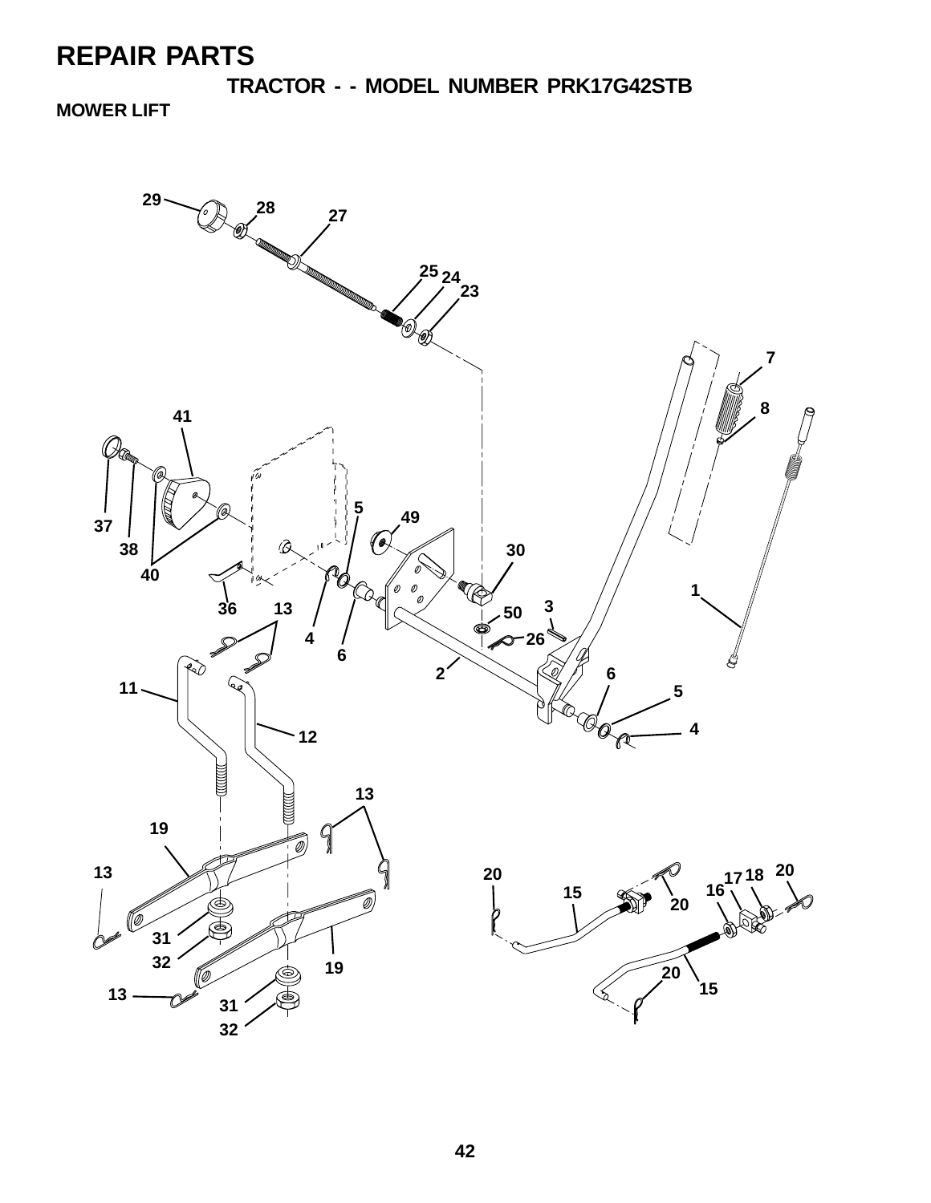# REPAIR PARTS

## TRACTOR - - MODEL NUMBER PRK17G42STB

### MOWER LIFT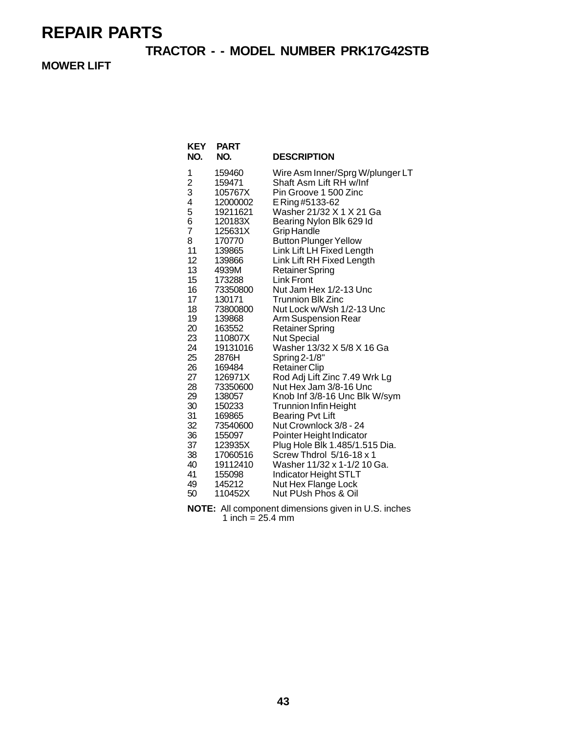# REPAIR PARTS

## TRACTOR - - MODEL NUMBER PRK17G42STB

### MOWER LIFT

| KEY NO. | PART NO. | DESCRIPTION |
|---|---|---|
| 1 | 159460 | Wire Asm Inner/Sprg W/plunger LT |
| 2 | 159471 | Shaft Asm Lift RH w/Inf |
| 3 | 105767X | Pin Groove 1 500 Zinc |
| 4 | 12000002 | E Ring #5133-62 |
| 5 | 19211621 | Washer 21/32 X 1 X 21 Ga |
| 6 | 120183X | Bearing Nylon Blk 629 Id |
| 7 | 125631X | Grip Handle |
| 8 | 170770 | Button Plunger Yellow |
| 11 | 139865 | Link Lift LH Fixed Length |
| 12 | 139866 | Link Lift RH Fixed Length |
| 13 | 4939M | Retainer Spring |
| 15 | 173288 | Link Front |
| 16 | 73350800 | Nut Jam Hex 1/2-13 Unc |
| 17 | 130171 | Trunnion Blk Zinc |
| 18 | 73800800 | Nut Lock w/Wsh 1/2-13 Unc |
| 19 | 139868 | Arm Suspension Rear |
| 20 | 163552 | Retainer Spring |
| 23 | 110807X | Nut Special |
| 24 | 19131016 | Washer 13/32 X 5/8 X 16 Ga |
| 25 | 2876H | Spring 2-1/8" |
| 26 | 169484 | Retainer Clip |
| 27 | 126971X | Rod Adj Lift Zinc 7.49 Wrk Lg |
| 28 | 73350600 | Nut Hex Jam 3/8-16 Unc |
| 29 | 138057 | Knob Inf 3/8-16 Unc Blk W/sym |
| 30 | 150233 | Trunnion Infin Height |
| 31 | 169865 | Bearing Pvt Lift |
| 32 | 73540600 | Nut Crownlock 3/8 - 24 |
| 36 | 155097 | Pointer Height Indicator |
| 37 | 123935X | Plug Hole Blk 1.485/1.515 Dia. |
| 38 | 17060516 | Screw Thdrol 5/16-18 x 1 |
| 40 | 19112410 | Washer 11/32 x 1-1/2 10 Ga. |
| 41 | 155098 | Indicator Height STLT |
| 49 | 145212 | Nut Hex Flange Lock |
| 50 | 110452X | Nut PUsh Phos & Oil |

**NOTE:** All component dimensions given in U.S. inches
1 inch = 25.4 mm